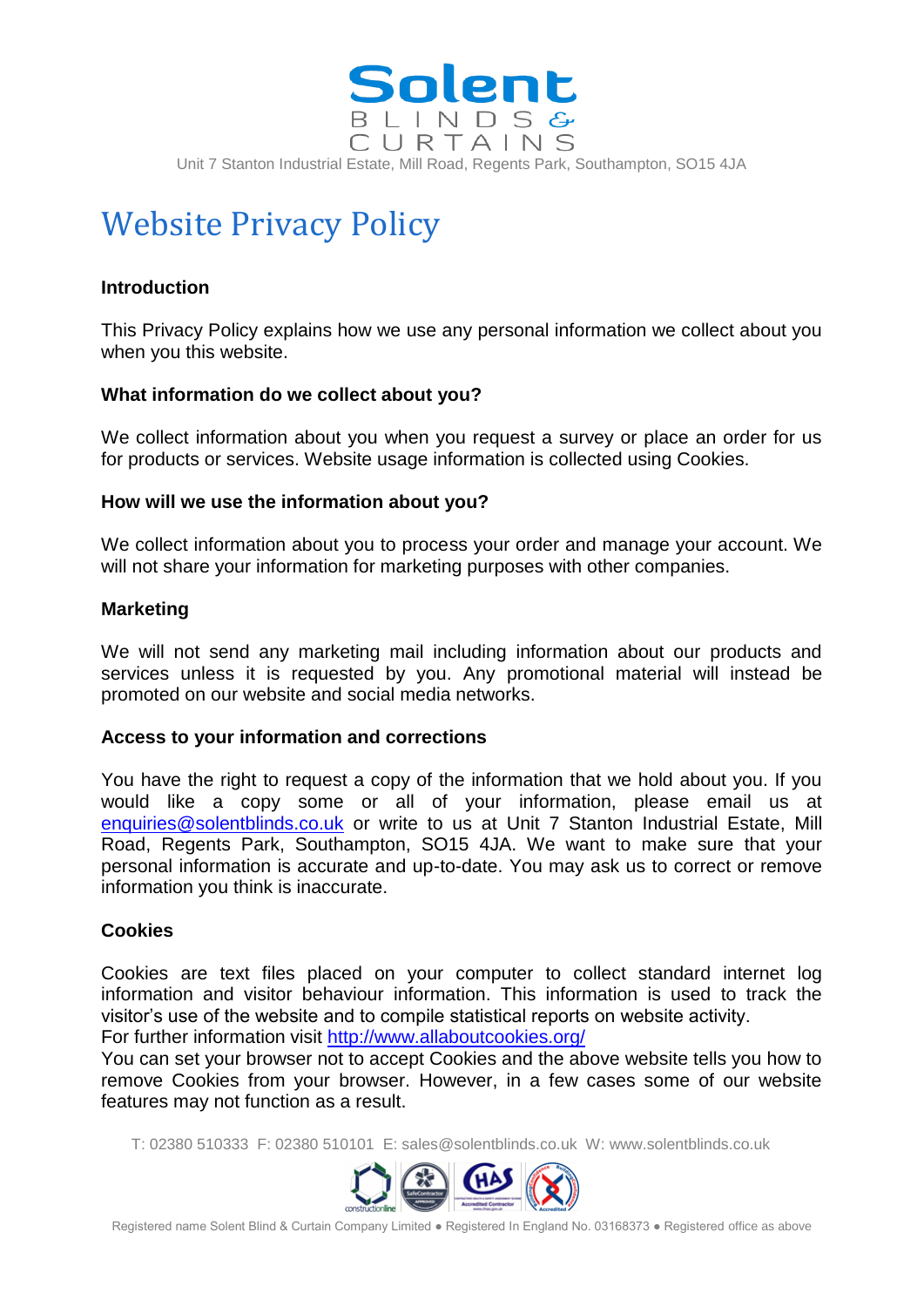# Website Privacy Policy

**Introduction**

This Privacy Policy explains how we use any personal information we collect about you when you this website.

**What information do we collect about you?**

We collect information about you when you request a survey or place an order for us for products or services. Website usage information is collected using Cookies.

**How will we use the information about you?**

We collect information about you to process your order and manage your account. We will not share your information for marketing purposes with other companies.

**Marketing**

We will not send any marketing mail including information about our products and services unless it is requested by you. Any promotional material will instead be promoted on our website and social media networks.

**Access to your information and corrections**

You have the right to request a copy of the information that we hold about you. If you would like a copy some or all of your information, please email us at [enquiries@solentblinds.co.uk](mailto:enquiries@solentblinds.co.uk) or write to us at Unit 7 Stanton Industrial Estate, Mill Road, Regents Park, Southampton, SO15 4JA. We want to make sure that your personal information is accurate and up-to-date. You may ask us to correct or remove information you think is inaccurate.

**Cookies**

Cookies are text files placed on your computer to collect standard internet log information and visitor behaviour information. This information is used to track the visitor's use of the website and to compile statistical reports on website activity.
For further information visit [http://www.allaboutcookies.org/](http://www.allaboutcookies.org/)
You can set your browser not to accept Cookies and the above website tells you how to remove Cookies from your browser. However, in a few cases some of our website features may not function as a result.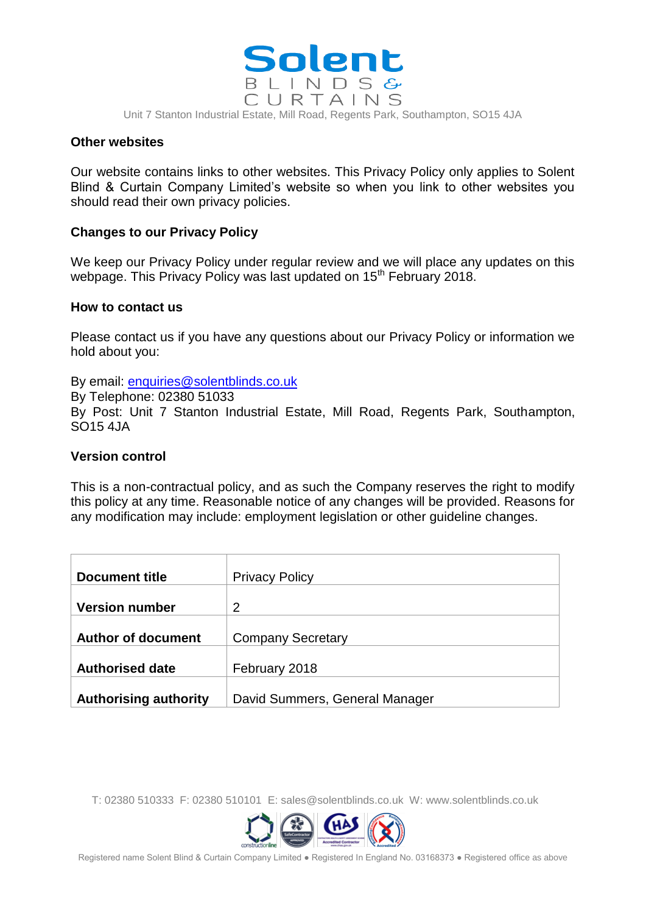### Other websites

Our website contains links to other websites. This Privacy Policy only applies to Solent Blind & Curtain Company Limited's website so when you link to other websites you should read their own privacy policies.

### Changes to our Privacy Policy

We keep our Privacy Policy under regular review and we will place any updates on this webpage. This Privacy Policy was last updated on 15th February 2018.

### How to contact us

Please contact us if you have any questions about our Privacy Policy or information we hold about you:

By email: enquiries@solentblinds.co.uk
By Telephone: 02380 51033
By Post: Unit 7 Stanton Industrial Estate, Mill Road, Regents Park, Southampton, SO15 4JA

### Version control

This is a non-contractual policy, and as such the Company reserves the right to modify this policy at any time. Reasonable notice of any changes will be provided. Reasons for any modification may include: employment legislation or other guideline changes.

| | |
|---|---|
| **Document title** | Privacy Policy |
| **Version number** | 2 |
| **Author of document** | Company Secretary |
| **Authorised date** | February 2018 |
| **Authorising authority** | David Summers, General Manager |